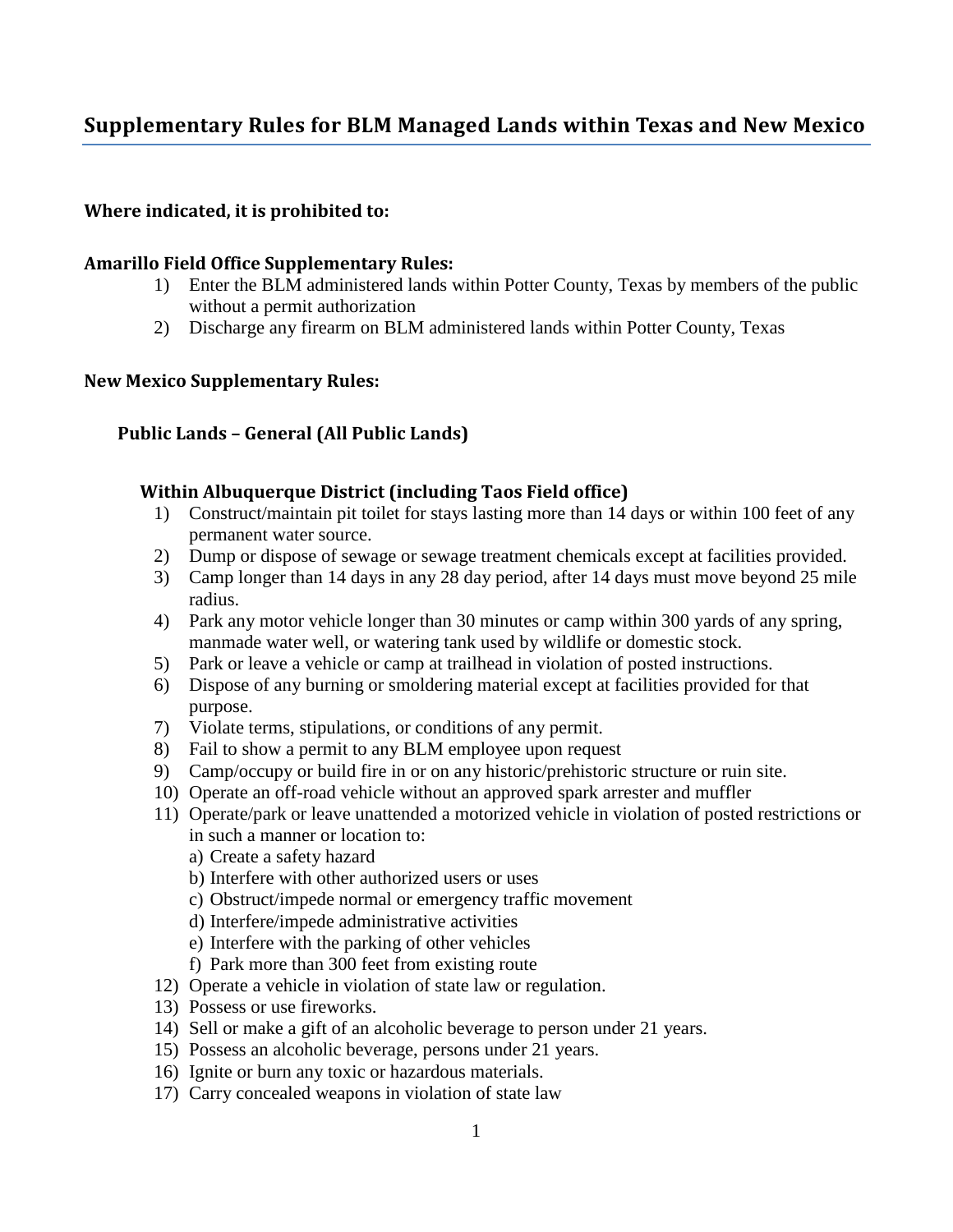# Supplementary Rules for BLM Managed Lands within Texas and New Mexico

**Where indicated, it is prohibited to:**

**Amarillo Field Office Supplementary Rules:**

1) Enter the BLM administered lands within Potter County, Texas by members of the public without a permit authorization
2) Discharge any firearm on BLM administered lands within Potter County, Texas

**New Mexico Supplementary Rules:**

**Public Lands – General (All Public Lands)**

**Within Albuquerque District (including Taos Field office)**

1) Construct/maintain pit toilet for stays lasting more than 14 days or within 100 feet of any permanent water source.
2) Dump or dispose of sewage or sewage treatment chemicals except at facilities provided.
3) Camp longer than 14 days in any 28 day period, after 14 days must move beyond 25 mile radius.
4) Park any motor vehicle longer than 30 minutes or camp within 300 yards of any spring, manmade water well, or watering tank used by wildlife or domestic stock.
5) Park or leave a vehicle or camp at trailhead in violation of posted instructions.
6) Dispose of any burning or smoldering material except at facilities provided for that purpose.
7) Violate terms, stipulations, or conditions of any permit.
8) Fail to show a permit to any BLM employee upon request
9) Camp/occupy or build fire in or on any historic/prehistoric structure or ruin site.
10) Operate an off-road vehicle without an approved spark arrester and muffler
11) Operate/park or leave unattended a motorized vehicle in violation of posted restrictions or in such a manner or location to:
    a) Create a safety hazard
    b) Interfere with other authorized users or uses
    c) Obstruct/impede normal or emergency traffic movement
    d) Interfere/impede administrative activities
    e) Interfere with the parking of other vehicles
    f) Park more than 300 feet from existing route
12) Operate a vehicle in violation of state law or regulation.
13) Possess or use fireworks.
14) Sell or make a gift of an alcoholic beverage to person under 21 years.
15) Possess an alcoholic beverage, persons under 21 years.
16) Ignite or burn any toxic or hazardous materials.
17) Carry concealed weapons in violation of state law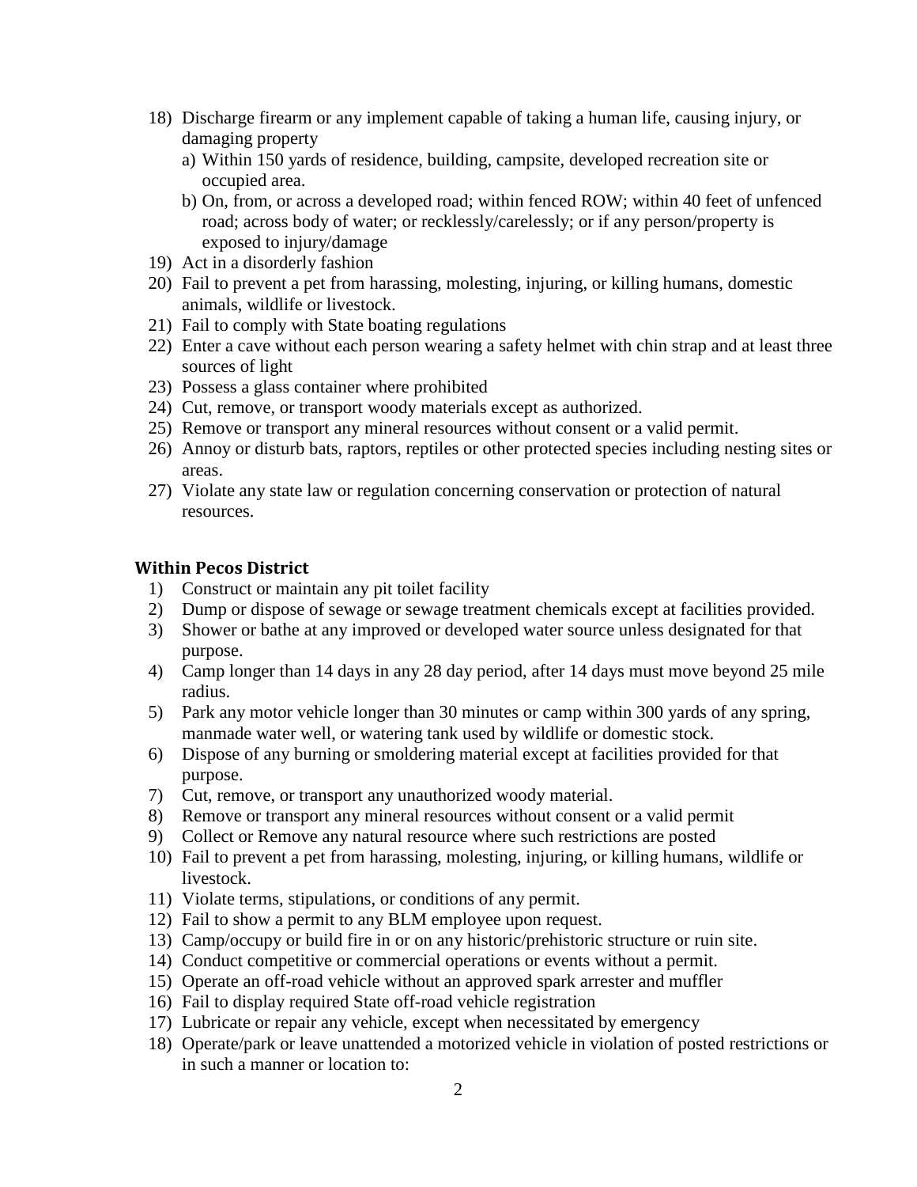18) Discharge firearm or any implement capable of taking a human life, causing injury, or damaging property
    a) Within 150 yards of residence, building, campsite, developed recreation site or occupied area.
    b) On, from, or across a developed road; within fenced ROW; within 40 feet of unfenced road; across body of water; or recklessly/carelessly; or if any person/property is exposed to injury/damage
19) Act in a disorderly fashion
20) Fail to prevent a pet from harassing, molesting, injuring, or killing humans, domestic animals, wildlife or livestock.
21) Fail to comply with State boating regulations
22) Enter a cave without each person wearing a safety helmet with chin strap and at least three sources of light
23) Possess a glass container where prohibited
24) Cut, remove, or transport woody materials except as authorized.
25) Remove or transport any mineral resources without consent or a valid permit.
26) Annoy or disturb bats, raptors, reptiles or other protected species including nesting sites or areas.
27) Violate any state law or regulation concerning conservation or protection of natural resources.

### Within Pecos District

1) Construct or maintain any pit toilet facility
2) Dump or dispose of sewage or sewage treatment chemicals except at facilities provided.
3) Shower or bathe at any improved or developed water source unless designated for that purpose.
4) Camp longer than 14 days in any 28 day period, after 14 days must move beyond 25 mile radius.
5) Park any motor vehicle longer than 30 minutes or camp within 300 yards of any spring, manmade water well, or watering tank used by wildlife or domestic stock.
6) Dispose of any burning or smoldering material except at facilities provided for that purpose.
7) Cut, remove, or transport any unauthorized woody material.
8) Remove or transport any mineral resources without consent or a valid permit
9) Collect or Remove any natural resource where such restrictions are posted
10) Fail to prevent a pet from harassing, molesting, injuring, or killing humans, wildlife or livestock.
11) Violate terms, stipulations, or conditions of any permit.
12) Fail to show a permit to any BLM employee upon request.
13) Camp/occupy or build fire in or on any historic/prehistoric structure or ruin site.
14) Conduct competitive or commercial operations or events without a permit.
15) Operate an off-road vehicle without an approved spark arrester and muffler
16) Fail to display required State off-road vehicle registration
17) Lubricate or repair any vehicle, except when necessitated by emergency
18) Operate/park or leave unattended a motorized vehicle in violation of posted restrictions or in such a manner or location to: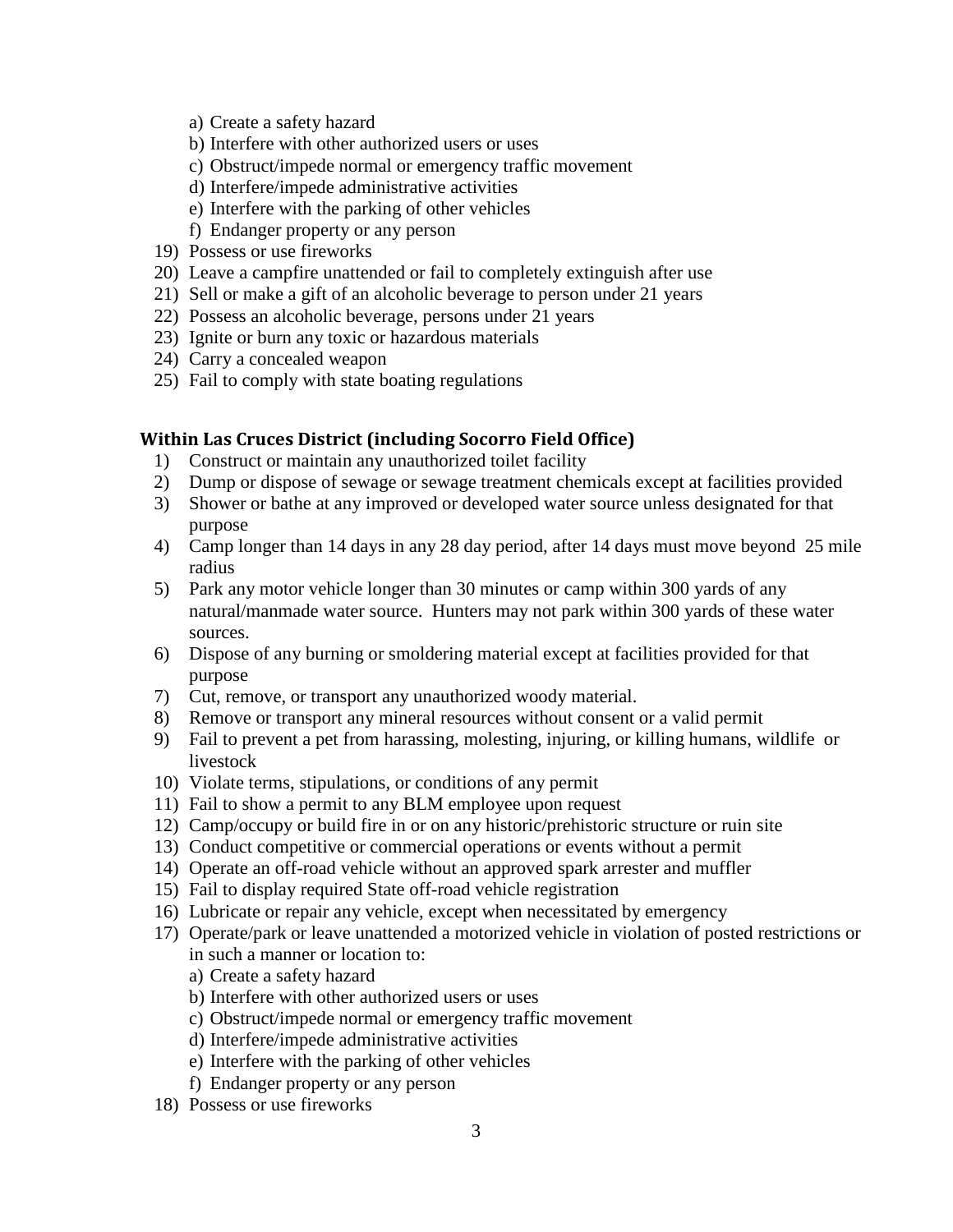a) Create a safety hazard
b) Interfere with other authorized users or uses
c) Obstruct/impede normal or emergency traffic movement
d) Interfere/impede administrative activities
e) Interfere with the parking of other vehicles
f) Endanger property or any person

19) Possess or use fireworks
20) Leave a campfire unattended or fail to completely extinguish after use
21) Sell or make a gift of an alcoholic beverage to person under 21 years
22) Possess an alcoholic beverage, persons under 21 years
23) Ignite or burn any toxic or hazardous materials
24) Carry a concealed weapon
25) Fail to comply with state boating regulations

### Within Las Cruces District (including Socorro Field Office)

1) Construct or maintain any unauthorized toilet facility
2) Dump or dispose of sewage or sewage treatment chemicals except at facilities provided
3) Shower or bathe at any improved or developed water source unless designated for that purpose
4) Camp longer than 14 days in any 28 day period, after 14 days must move beyond 25 mile radius
5) Park any motor vehicle longer than 30 minutes or camp within 300 yards of any natural/manmade water source. Hunters may not park within 300 yards of these water sources.
6) Dispose of any burning or smoldering material except at facilities provided for that purpose
7) Cut, remove, or transport any unauthorized woody material.
8) Remove or transport any mineral resources without consent or a valid permit
9) Fail to prevent a pet from harassing, molesting, injuring, or killing humans, wildlife or livestock
10) Violate terms, stipulations, or conditions of any permit
11) Fail to show a permit to any BLM employee upon request
12) Camp/occupy or build fire in or on any historic/prehistoric structure or ruin site
13) Conduct competitive or commercial operations or events without a permit
14) Operate an off-road vehicle without an approved spark arrester and muffler
15) Fail to display required State off-road vehicle registration
16) Lubricate or repair any vehicle, except when necessitated by emergency
17) Operate/park or leave unattended a motorized vehicle in violation of posted restrictions or in such a manner or location to:
    a) Create a safety hazard
    b) Interfere with other authorized users or uses
    c) Obstruct/impede normal or emergency traffic movement
    d) Interfere/impede administrative activities
    e) Interfere with the parking of other vehicles
    f) Endanger property or any person
18) Possess or use fireworks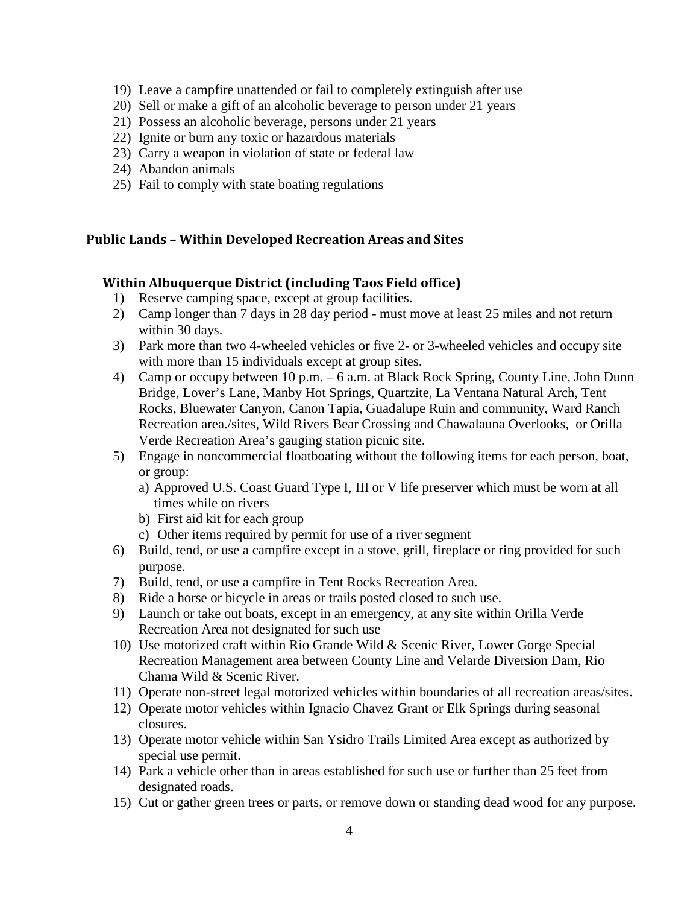19) Leave a campfire unattended or fail to completely extinguish after use
20) Sell or make a gift of an alcoholic beverage to person under 21 years
21) Possess an alcoholic beverage, persons under 21 years
22) Ignite or burn any toxic or hazardous materials
23) Carry a weapon in violation of state or federal law
24) Abandon animals
25) Fail to comply with state boating regulations

## Public Lands – Within Developed Recreation Areas and Sites

### Within Albuquerque District (including Taos Field office)

1) Reserve camping space, except at group facilities.
2) Camp longer than 7 days in 28 day period - must move at least 25 miles and not return within 30 days.
3) Park more than two 4-wheeled vehicles or five 2- or 3-wheeled vehicles and occupy site with more than 15 individuals except at group sites.
4) Camp or occupy between 10 p.m. – 6 a.m. at Black Rock Spring, County Line, John Dunn Bridge, Lover's Lane, Manby Hot Springs, Quartzite, La Ventana Natural Arch, Tent Rocks, Bluewater Canyon, Canon Tapia, Guadalupe Ruin and community, Ward Ranch Recreation area./sites, Wild Rivers Bear Crossing and Chawalauna Overlooks, or Orilla Verde Recreation Area's gauging station picnic site.
5) Engage in noncommercial floatboating without the following items for each person, boat, or group:
   a) Approved U.S. Coast Guard Type I, III or V life preserver which must be worn at all times while on rivers
   b) First aid kit for each group
   c) Other items required by permit for use of a river segment
6) Build, tend, or use a campfire except in a stove, grill, fireplace or ring provided for such purpose.
7) Build, tend, or use a campfire in Tent Rocks Recreation Area.
8) Ride a horse or bicycle in areas or trails posted closed to such use.
9) Launch or take out boats, except in an emergency, at any site within Orilla Verde Recreation Area not designated for such use
10) Use motorized craft within Rio Grande Wild & Scenic River, Lower Gorge Special Recreation Management area between County Line and Velarde Diversion Dam, Rio Chama Wild & Scenic River.
11) Operate non-street legal motorized vehicles within boundaries of all recreation areas/sites.
12) Operate motor vehicles within Ignacio Chavez Grant or Elk Springs during seasonal closures.
13) Operate motor vehicle within San Ysidro Trails Limited Area except as authorized by special use permit.
14) Park a vehicle other than in areas established for such use or further than 25 feet from designated roads.
15) Cut or gather green trees or parts, or remove down or standing dead wood for any purpose.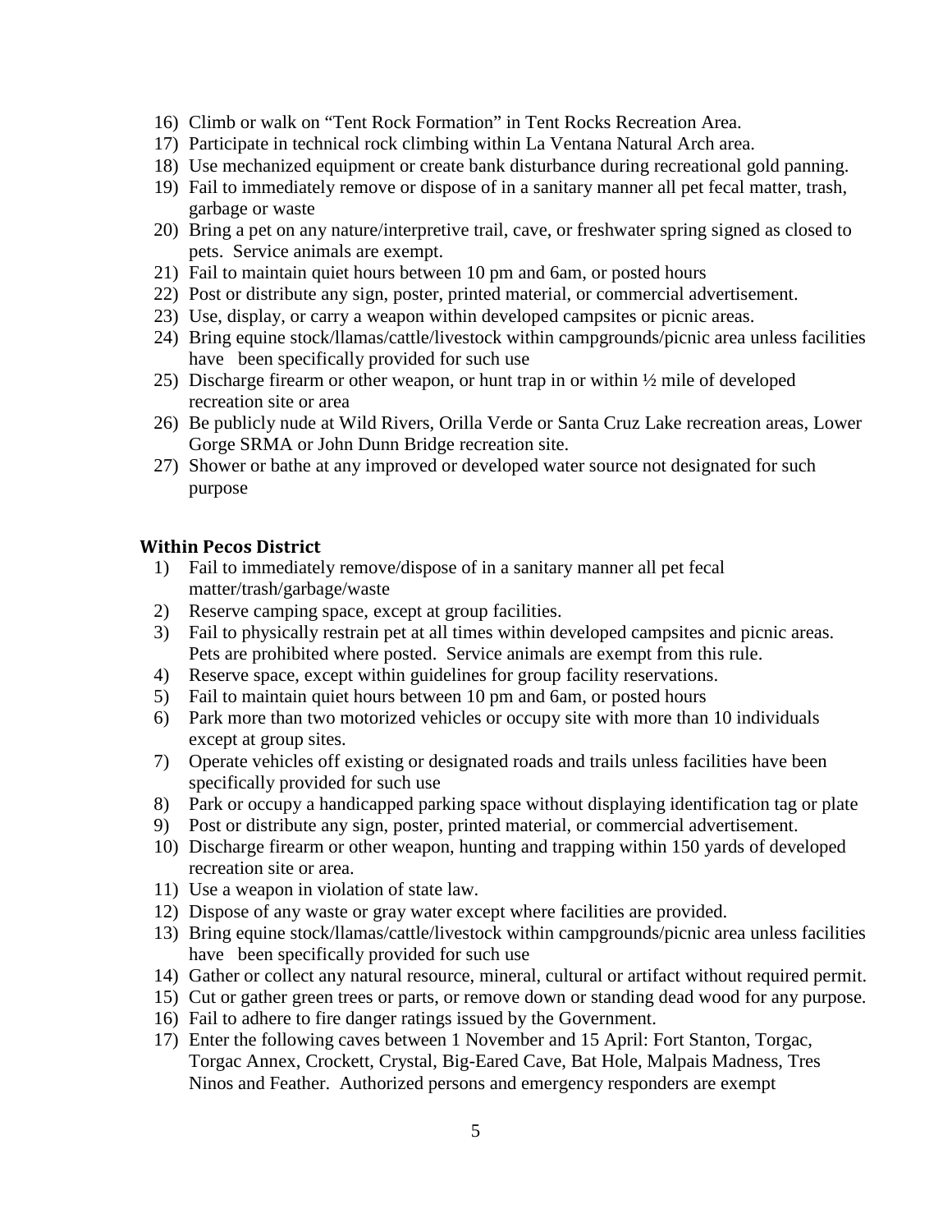16) Climb or walk on "Tent Rock Formation" in Tent Rocks Recreation Area.
17) Participate in technical rock climbing within La Ventana Natural Arch area.
18) Use mechanized equipment or create bank disturbance during recreational gold panning.
19) Fail to immediately remove or dispose of in a sanitary manner all pet fecal matter, trash, garbage or waste
20) Bring a pet on any nature/interpretive trail, cave, or freshwater spring signed as closed to pets. Service animals are exempt.
21) Fail to maintain quiet hours between 10 pm and 6am, or posted hours
22) Post or distribute any sign, poster, printed material, or commercial advertisement.
23) Use, display, or carry a weapon within developed campsites or picnic areas.
24) Bring equine stock/llamas/cattle/livestock within campgrounds/picnic area unless facilities have been specifically provided for such use
25) Discharge firearm or other weapon, or hunt trap in or within ½ mile of developed recreation site or area
26) Be publicly nude at Wild Rivers, Orilla Verde or Santa Cruz Lake recreation areas, Lower Gorge SRMA or John Dunn Bridge recreation site.
27) Shower or bathe at any improved or developed water source not designated for such purpose

### Within Pecos District

1) Fail to immediately remove/dispose of in a sanitary manner all pet fecal matter/trash/garbage/waste
2) Reserve camping space, except at group facilities.
3) Fail to physically restrain pet at all times within developed campsites and picnic areas. Pets are prohibited where posted. Service animals are exempt from this rule.
4) Reserve space, except within guidelines for group facility reservations.
5) Fail to maintain quiet hours between 10 pm and 6am, or posted hours
6) Park more than two motorized vehicles or occupy site with more than 10 individuals except at group sites.
7) Operate vehicles off existing or designated roads and trails unless facilities have been specifically provided for such use
8) Park or occupy a handicapped parking space without displaying identification tag or plate
9) Post or distribute any sign, poster, printed material, or commercial advertisement.
10) Discharge firearm or other weapon, hunting and trapping within 150 yards of developed recreation site or area.
11) Use a weapon in violation of state law.
12) Dispose of any waste or gray water except where facilities are provided.
13) Bring equine stock/llamas/cattle/livestock within campgrounds/picnic area unless facilities have been specifically provided for such use
14) Gather or collect any natural resource, mineral, cultural or artifact without required permit.
15) Cut or gather green trees or parts, or remove down or standing dead wood for any purpose.
16) Fail to adhere to fire danger ratings issued by the Government.
17) Enter the following caves between 1 November and 15 April: Fort Stanton, Torgac, Torgac Annex, Crockett, Crystal, Big-Eared Cave, Bat Hole, Malpais Madness, Tres Ninos and Feather. Authorized persons and emergency responders are exempt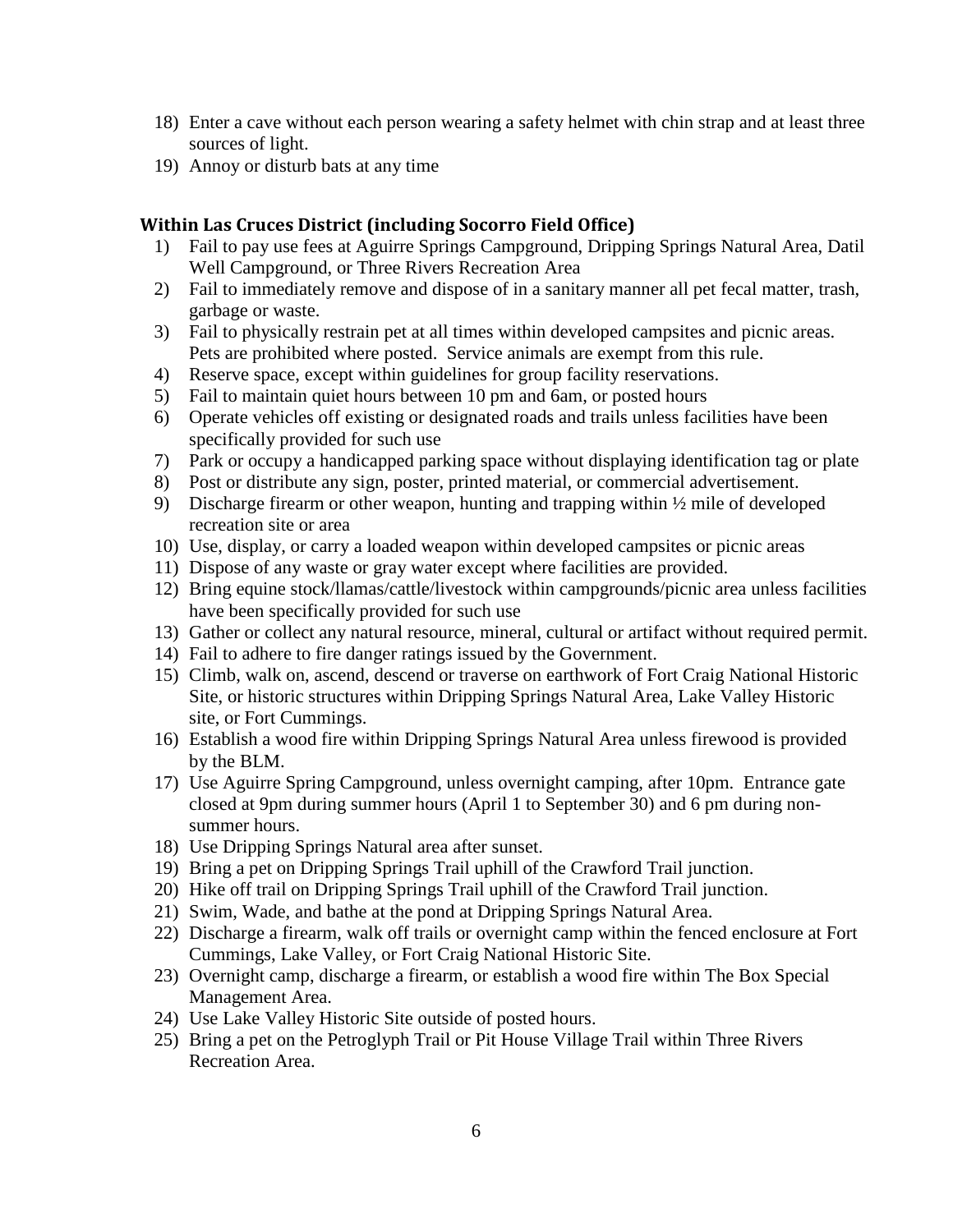18) Enter a cave without each person wearing a safety helmet with chin strap and at least three sources of light.
19) Annoy or disturb bats at any time

### Within Las Cruces District (including Socorro Field Office)

1) Fail to pay use fees at Aguirre Springs Campground, Dripping Springs Natural Area, Datil Well Campground, or Three Rivers Recreation Area
2) Fail to immediately remove and dispose of in a sanitary manner all pet fecal matter, trash, garbage or waste.
3) Fail to physically restrain pet at all times within developed campsites and picnic areas. Pets are prohibited where posted. Service animals are exempt from this rule.
4) Reserve space, except within guidelines for group facility reservations.
5) Fail to maintain quiet hours between 10 pm and 6am, or posted hours
6) Operate vehicles off existing or designated roads and trails unless facilities have been specifically provided for such use
7) Park or occupy a handicapped parking space without displaying identification tag or plate
8) Post or distribute any sign, poster, printed material, or commercial advertisement.
9) Discharge firearm or other weapon, hunting and trapping within ½ mile of developed recreation site or area
10) Use, display, or carry a loaded weapon within developed campsites or picnic areas
11) Dispose of any waste or gray water except where facilities are provided.
12) Bring equine stock/llamas/cattle/livestock within campgrounds/picnic area unless facilities have been specifically provided for such use
13) Gather or collect any natural resource, mineral, cultural or artifact without required permit.
14) Fail to adhere to fire danger ratings issued by the Government.
15) Climb, walk on, ascend, descend or traverse on earthwork of Fort Craig National Historic Site, or historic structures within Dripping Springs Natural Area, Lake Valley Historic site, or Fort Cummings.
16) Establish a wood fire within Dripping Springs Natural Area unless firewood is provided by the BLM.
17) Use Aguirre Spring Campground, unless overnight camping, after 10pm. Entrance gate closed at 9pm during summer hours (April 1 to September 30) and 6 pm during non-summer hours.
18) Use Dripping Springs Natural area after sunset.
19) Bring a pet on Dripping Springs Trail uphill of the Crawford Trail junction.
20) Hike off trail on Dripping Springs Trail uphill of the Crawford Trail junction.
21) Swim, Wade, and bathe at the pond at Dripping Springs Natural Area.
22) Discharge a firearm, walk off trails or overnight camp within the fenced enclosure at Fort Cummings, Lake Valley, or Fort Craig National Historic Site.
23) Overnight camp, discharge a firearm, or establish a wood fire within The Box Special Management Area.
24) Use Lake Valley Historic Site outside of posted hours.
25) Bring a pet on the Petroglyph Trail or Pit House Village Trail within Three Rivers Recreation Area.